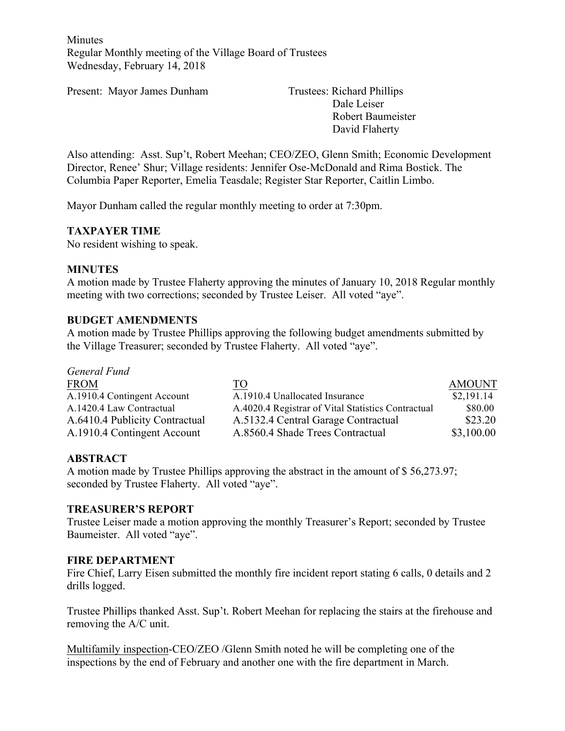Minutes
Regular Monthly meeting of the Village Board of Trustees
Wednesday, February 14, 2018

Present: Mayor James Dunham

Trustees: Richard Phillips
Dale Leiser
Robert Baumeister
David Flaherty

Also attending: Asst. Sup't, Robert Meehan; CEO/ZEO, Glenn Smith; Economic Development Director, Renee' Shur; Village residents: Jennifer Ose-McDonald and Rima Bostick. The Columbia Paper Reporter, Emelia Teasdale; Register Star Reporter, Caitlin Limbo.

Mayor Dunham called the regular monthly meeting to order at 7:30pm.

**TAXPAYER TIME**

No resident wishing to speak.

**MINUTES**

A motion made by Trustee Flaherty approving the minutes of January 10, 2018 Regular monthly meeting with two corrections; seconded by Trustee Leiser. All voted "aye".

**BUDGET AMENDMENTS**

A motion made by Trustee Phillips approving the following budget amendments submitted by the Village Treasurer; seconded by Trustee Flaherty. All voted "aye".

*General Fund*

| FROM | TO | AMOUNT |
|---|---|---|
| A.1910.4 Contingent Account | A.1910.4 Unallocated Insurance | $2,191.14 |
| A.1420.4 Law Contractual | A.4020.4 Registrar of Vital Statistics Contractual | $80.00 |
| A.6410.4 Publicity Contractual | A.5132.4 Central Garage Contractual | $23.20 |
| A.1910.4 Contingent Account | A.8560.4 Shade Trees Contractual | $3,100.00 |

**ABSTRACT**

A motion made by Trustee Phillips approving the abstract in the amount of $ 56,273.97; seconded by Trustee Flaherty. All voted "aye".

**TREASURER'S REPORT**

Trustee Leiser made a motion approving the monthly Treasurer's Report; seconded by Trustee Baumeister. All voted "aye".

**FIRE DEPARTMENT**

Fire Chief, Larry Eisen submitted the monthly fire incident report stating 6 calls, 0 details and 2 drills logged.

Trustee Phillips thanked Asst. Sup't. Robert Meehan for replacing the stairs at the firehouse and removing the A/C unit.

Multifamily inspection-CEO/ZEO /Glenn Smith noted he will be completing one of the inspections by the end of February and another one with the fire department in March.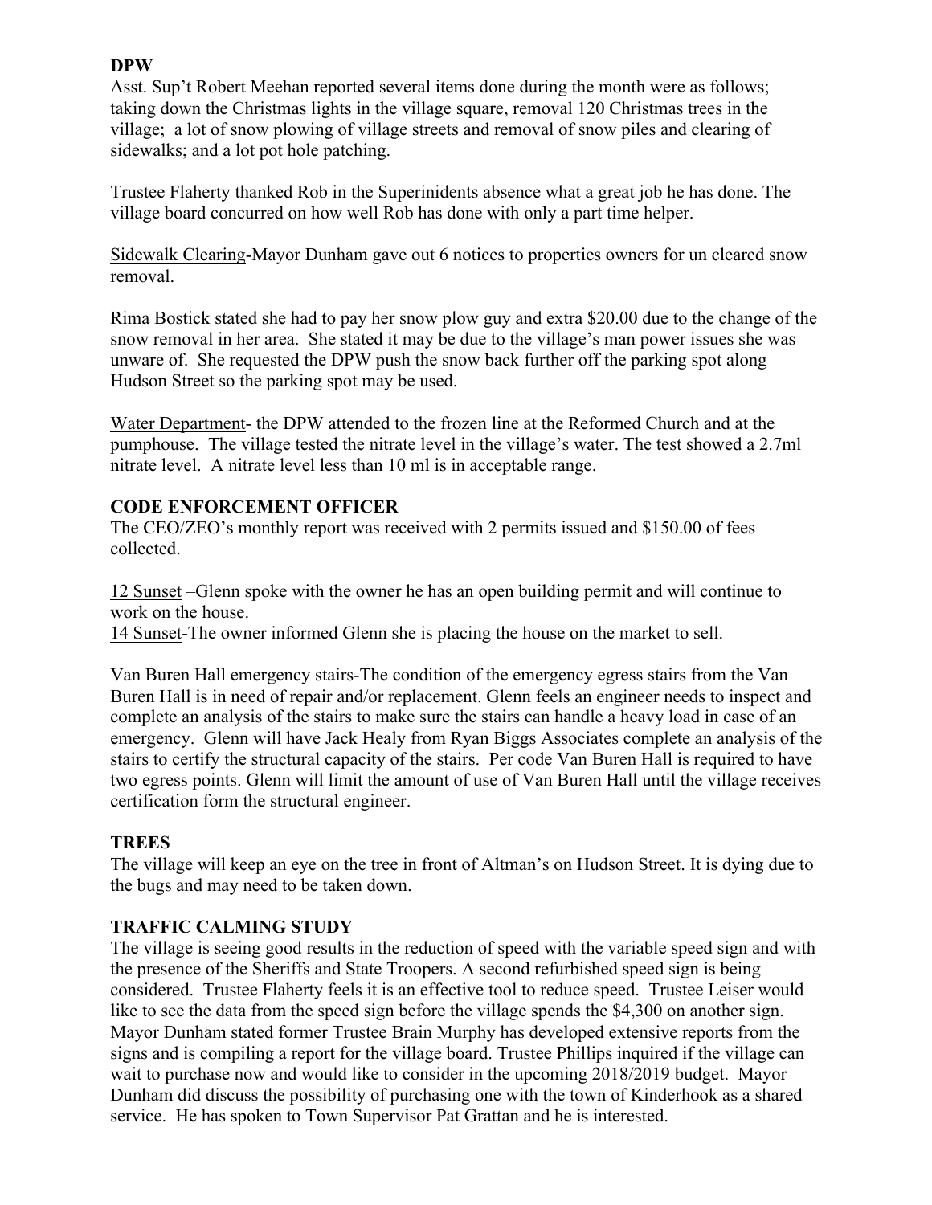**DPW**

Asst. Sup't Robert Meehan reported several items done during the month were as follows; taking down the Christmas lights in the village square, removal 120 Christmas trees in the village; a lot of snow plowing of village streets and removal of snow piles and clearing of sidewalks; and a lot pot hole patching.

Trustee Flaherty thanked Rob in the Superinidents absence what a great job he has done. The village board concurred on how well Rob has done with only a part time helper.

Sidewalk Clearing-Mayor Dunham gave out 6 notices to properties owners for un cleared snow removal.

Rima Bostick stated she had to pay her snow plow guy and extra $20.00 due to the change of the snow removal in her area. She stated it may be due to the village's man power issues she was unware of. She requested the DPW push the snow back further off the parking spot along Hudson Street so the parking spot may be used.

Water Department- the DPW attended to the frozen line at the Reformed Church and at the pumphouse. The village tested the nitrate level in the village's water. The test showed a 2.7ml nitrate level. A nitrate level less than 10 ml is in acceptable range.

**CODE ENFORCEMENT OFFICER**

The CEO/ZEO's monthly report was received with 2 permits issued and $150.00 of fees collected.

12 Sunset –Glenn spoke with the owner he has an open building permit and will continue to work on the house.
14 Sunset-The owner informed Glenn she is placing the house on the market to sell.

Van Buren Hall emergency stairs-The condition of the emergency egress stairs from the Van Buren Hall is in need of repair and/or replacement. Glenn feels an engineer needs to inspect and complete an analysis of the stairs to make sure the stairs can handle a heavy load in case of an emergency. Glenn will have Jack Healy from Ryan Biggs Associates complete an analysis of the stairs to certify the structural capacity of the stairs. Per code Van Buren Hall is required to have two egress points. Glenn will limit the amount of use of Van Buren Hall until the village receives certification form the structural engineer.

**TREES**

The village will keep an eye on the tree in front of Altman's on Hudson Street. It is dying due to the bugs and may need to be taken down.

**TRAFFIC CALMING STUDY**

The village is seeing good results in the reduction of speed with the variable speed sign and with the presence of the Sheriffs and State Troopers. A second refurbished speed sign is being considered. Trustee Flaherty feels it is an effective tool to reduce speed. Trustee Leiser would like to see the data from the speed sign before the village spends the $4,300 on another sign. Mayor Dunham stated former Trustee Brain Murphy has developed extensive reports from the signs and is compiling a report for the village board. Trustee Phillips inquired if the village can wait to purchase now and would like to consider in the upcoming 2018/2019 budget. Mayor Dunham did discuss the possibility of purchasing one with the town of Kinderhook as a shared service. He has spoken to Town Supervisor Pat Grattan and he is interested.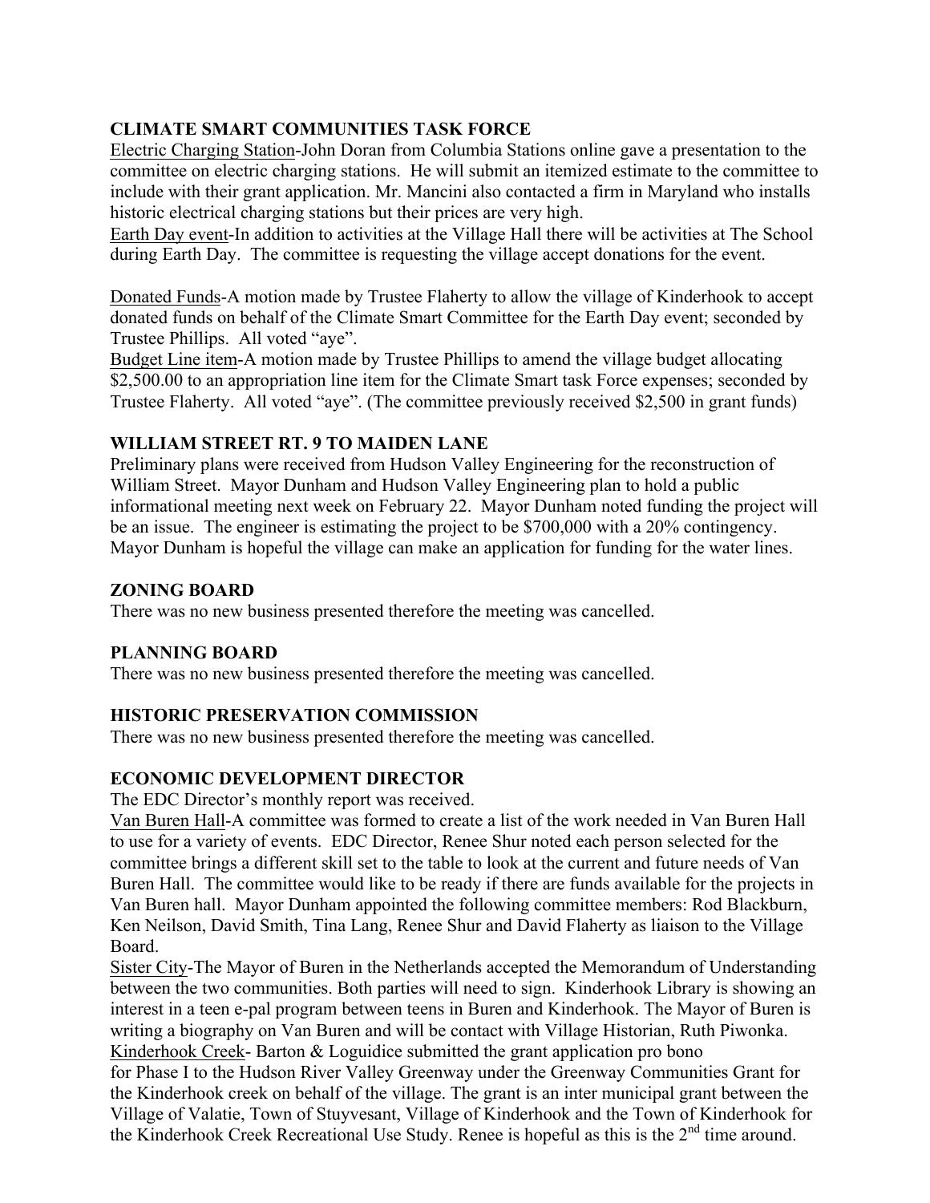## CLIMATE SMART COMMUNITIES TASK FORCE

Electric Charging Station-John Doran from Columbia Stations online gave a presentation to the committee on electric charging stations. He will submit an itemized estimate to the committee to include with their grant application. Mr. Mancini also contacted a firm in Maryland who installs historic electrical charging stations but their prices are very high.

Earth Day event-In addition to activities at the Village Hall there will be activities at The School during Earth Day. The committee is requesting the village accept donations for the event.

Donated Funds-A motion made by Trustee Flaherty to allow the village of Kinderhook to accept donated funds on behalf of the Climate Smart Committee for the Earth Day event; seconded by Trustee Phillips. All voted "aye".

Budget Line item-A motion made by Trustee Phillips to amend the village budget allocating $2,500.00 to an appropriation line item for the Climate Smart task Force expenses; seconded by Trustee Flaherty. All voted "aye". (The committee previously received $2,500 in grant funds)

## WILLIAM STREET RT. 9 TO MAIDEN LANE

Preliminary plans were received from Hudson Valley Engineering for the reconstruction of William Street. Mayor Dunham and Hudson Valley Engineering plan to hold a public informational meeting next week on February 22. Mayor Dunham noted funding the project will be an issue. The engineer is estimating the project to be $700,000 with a 20% contingency. Mayor Dunham is hopeful the village can make an application for funding for the water lines.

## ZONING BOARD

There was no new business presented therefore the meeting was cancelled.

## PLANNING BOARD

There was no new business presented therefore the meeting was cancelled.

## HISTORIC PRESERVATION COMMISSION

There was no new business presented therefore the meeting was cancelled.

## ECONOMIC DEVELOPMENT DIRECTOR

The EDC Director's monthly report was received.

Van Buren Hall-A committee was formed to create a list of the work needed in Van Buren Hall to use for a variety of events. EDC Director, Renee Shur noted each person selected for the committee brings a different skill set to the table to look at the current and future needs of Van Buren Hall. The committee would like to be ready if there are funds available for the projects in Van Buren hall. Mayor Dunham appointed the following committee members: Rod Blackburn, Ken Neilson, David Smith, Tina Lang, Renee Shur and David Flaherty as liaison to the Village Board.

Sister City-The Mayor of Buren in the Netherlands accepted the Memorandum of Understanding between the two communities. Both parties will need to sign. Kinderhook Library is showing an interest in a teen e-pal program between teens in Buren and Kinderhook. The Mayor of Buren is writing a biography on Van Buren and will be contact with Village Historian, Ruth Piwonka.

Kinderhook Creek- Barton & Loguidice submitted the grant application pro bono for Phase I to the Hudson River Valley Greenway under the Greenway Communities Grant for the Kinderhook creek on behalf of the village. The grant is an inter municipal grant between the Village of Valatie, Town of Stuyvesant, Village of Kinderhook and the Town of Kinderhook for the Kinderhook Creek Recreational Use Study. Renee is hopeful as this is the 2nd time around.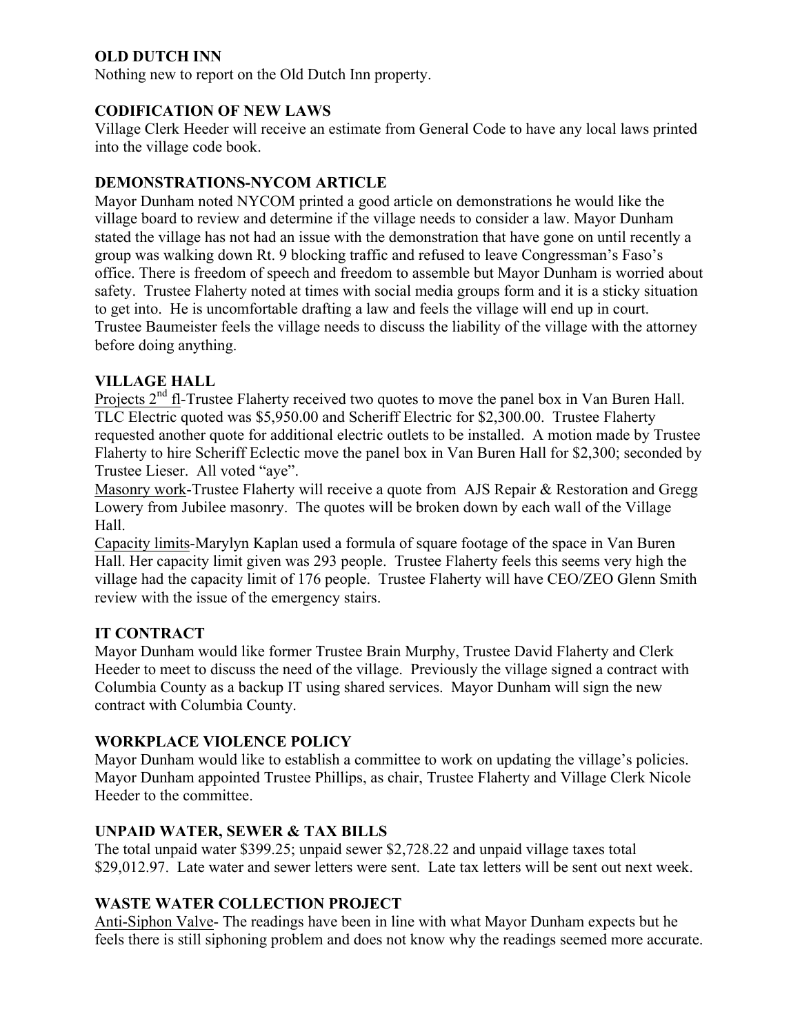**OLD DUTCH INN**

Nothing new to report on the Old Dutch Inn property.

**CODIFICATION OF NEW LAWS**

Village Clerk Heeder will receive an estimate from General Code to have any local laws printed into the village code book.

**DEMONSTRATIONS-NYCOM ARTICLE**

Mayor Dunham noted NYCOM printed a good article on demonstrations he would like the village board to review and determine if the village needs to consider a law. Mayor Dunham stated the village has not had an issue with the demonstration that have gone on until recently a group was walking down Rt. 9 blocking traffic and refused to leave Congressman's Faso's office. There is freedom of speech and freedom to assemble but Mayor Dunham is worried about safety. Trustee Flaherty noted at times with social media groups form and it is a sticky situation to get into. He is uncomfortable drafting a law and feels the village will end up in court. Trustee Baumeister feels the village needs to discuss the liability of the village with the attorney before doing anything.

**VILLAGE HALL**

Projects 2nd fl-Trustee Flaherty received two quotes to move the panel box in Van Buren Hall. TLC Electric quoted was $5,950.00 and Scheriff Electric for $2,300.00. Trustee Flaherty requested another quote for additional electric outlets to be installed. A motion made by Trustee Flaherty to hire Scheriff Eclectic move the panel box in Van Buren Hall for $2,300; seconded by Trustee Lieser. All voted "aye".

Masonry work-Trustee Flaherty will receive a quote from AJS Repair & Restoration and Gregg Lowery from Jubilee masonry. The quotes will be broken down by each wall of the Village Hall.

Capacity limits-Marylyn Kaplan used a formula of square footage of the space in Van Buren Hall. Her capacity limit given was 293 people. Trustee Flaherty feels this seems very high the village had the capacity limit of 176 people. Trustee Flaherty will have CEO/ZEO Glenn Smith review with the issue of the emergency stairs.

**IT CONTRACT**

Mayor Dunham would like former Trustee Brain Murphy, Trustee David Flaherty and Clerk Heeder to meet to discuss the need of the village. Previously the village signed a contract with Columbia County as a backup IT using shared services. Mayor Dunham will sign the new contract with Columbia County.

**WORKPLACE VIOLENCE POLICY**

Mayor Dunham would like to establish a committee to work on updating the village's policies. Mayor Dunham appointed Trustee Phillips, as chair, Trustee Flaherty and Village Clerk Nicole Heeder to the committee.

**UNPAID WATER, SEWER & TAX BILLS**

The total unpaid water $399.25; unpaid sewer $2,728.22 and unpaid village taxes total $29,012.97. Late water and sewer letters were sent. Late tax letters will be sent out next week.

**WASTE WATER COLLECTION PROJECT**

Anti-Siphon Valve- The readings have been in line with what Mayor Dunham expects but he feels there is still siphoning problem and does not know why the readings seemed more accurate.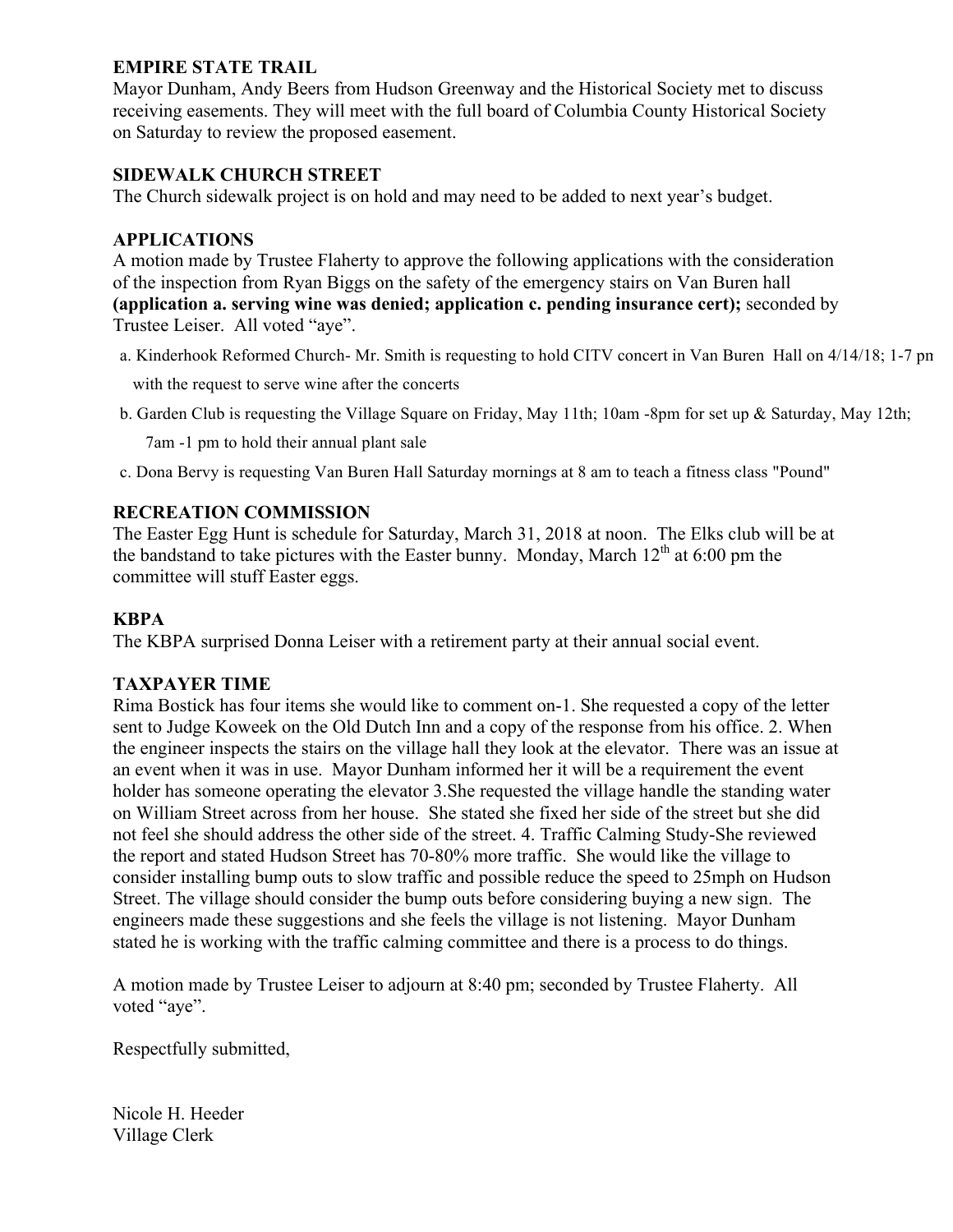**EMPIRE STATE TRAIL**

Mayor Dunham, Andy Beers from Hudson Greenway and the Historical Society met to discuss receiving easements. They will meet with the full board of Columbia County Historical Society on Saturday to review the proposed easement.

**SIDEWALK CHURCH STREET**

The Church sidewalk project is on hold and may need to be added to next year's budget.

**APPLICATIONS**

A motion made by Trustee Flaherty to approve the following applications with the consideration of the inspection from Ryan Biggs on the safety of the emergency stairs on Van Buren hall **(application a. serving wine was denied; application c. pending insurance cert);** seconded by Trustee Leiser. All voted "aye".

a. Kinderhook Reformed Church- Mr. Smith is requesting to hold CITV concert in Van Buren Hall on 4/14/18; 1-7 pm with the request to serve wine after the concerts

b. Garden Club is requesting the Village Square on Friday, May 11th; 10am -8pm for set up & Saturday, May 12th; 7am -1 pm to hold their annual plant sale

c. Dona Bervy is requesting Van Buren Hall Saturday mornings at 8 am to teach a fitness class "Pound"

**RECREATION COMMISSION**

The Easter Egg Hunt is schedule for Saturday, March 31, 2018 at noon. The Elks club will be at the bandstand to take pictures with the Easter bunny. Monday, March 12th at 6:00 pm the committee will stuff Easter eggs.

**KBPA**

The KBPA surprised Donna Leiser with a retirement party at their annual social event.

**TAXPAYER TIME**

Rima Bostick has four items she would like to comment on-1. She requested a copy of the letter sent to Judge Koweek on the Old Dutch Inn and a copy of the response from his office. 2. When the engineer inspects the stairs on the village hall they look at the elevator. There was an issue at an event when it was in use. Mayor Dunham informed her it will be a requirement the event holder has someone operating the elevator 3.She requested the village handle the standing water on William Street across from her house. She stated she fixed her side of the street but she did not feel she should address the other side of the street. 4. Traffic Calming Study-She reviewed the report and stated Hudson Street has 70-80% more traffic. She would like the village to consider installing bump outs to slow traffic and possible reduce the speed to 25mph on Hudson Street. The village should consider the bump outs before considering buying a new sign. The engineers made these suggestions and she feels the village is not listening. Mayor Dunham stated he is working with the traffic calming committee and there is a process to do things.

A motion made by Trustee Leiser to adjourn at 8:40 pm; seconded by Trustee Flaherty. All voted "aye".

Respectfully submitted,

Nicole H. Heeder
Village Clerk